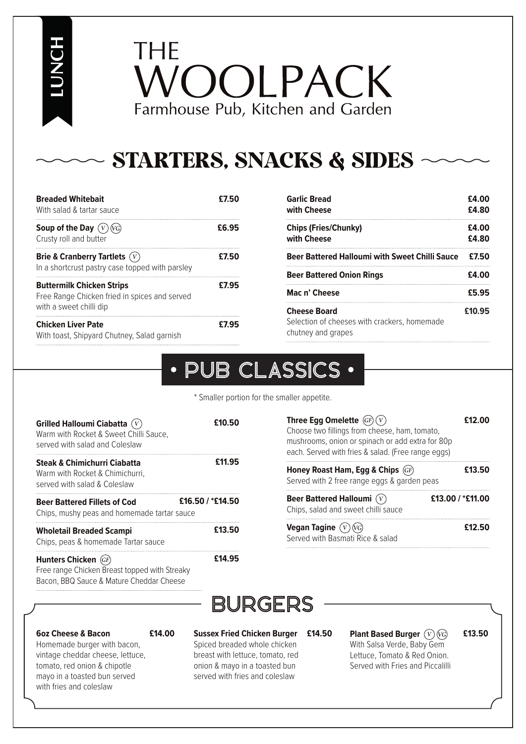LUNCH

# THE WOOLPACK

Farmhouse Pub, Kitchen and Garden

## STARTERS, SNACKS & SIDES

**Breaded Whitebait** — **£7.50**
With salad & tartar sauce

**Soup of the Day** (V) (VG) — **£6.95**
Crusty roll and butter

**Brie & Cranberry Tartlets** (V) — **£7.50**
In a shortcrust pastry case topped with parsley

**Buttermilk Chicken Strips** — **£7.95**
Free Range Chicken fried in spices and served with a sweet chilli dip

**Chicken Liver Pate** — **£7.95**
With toast, Shipyard Chutney, Salad garnish

**Garlic Bread** — **£4.00**
**with Cheese** — **£4.80**

**Chips (Fries/Chunky)** — **£4.00**
**with Cheese** — **£4.80**

**Beer Battered Halloumi with Sweet Chilli Sauce** — **£7.50**

**Beer Battered Onion Rings** — **£4.00**

**Mac n' Cheese** — **£5.95**

**Cheese Board** — **£10.95**
Selection of cheeses with crackers, homemade chutney and grapes

## • PUB CLASSICS •

* Smaller portion for the smaller appetite.

**Grilled Halloumi Ciabatta** (V) — **£10.50**
Warm with Rocket & Sweet Chilli Sauce, served with salad and Coleslaw

**Steak & Chimichurri Ciabatta** — **£11.95**
Warm with Rocket & Chimichurri, served with salad & Coleslaw

**Beer Battered Fillets of Cod** — **£16.50 / *£14.50**
Chips, mushy peas and homemade tartar sauce

**Wholetail Breaded Scampi** — **£13.50**
Chips, peas & homemade Tartar sauce

**Hunters Chicken** (GF) — **£14.95**
Free range Chicken Breast topped with Streaky Bacon, BBQ Sauce & Mature Cheddar Cheese

**Three Egg Omelette** (GF) (V) — **£12.00**
Choose two fillings from cheese, ham, tomato, mushrooms, onion or spinach or add extra for 80p each. Served with fries & salad. (Free range eggs)

**Honey Roast Ham, Egg & Chips** (GF) — **£13.50**
Served with 2 free range eggs & garden peas

**Beer Battered Halloumi** (V) — **£13.00 / *£11.00**
Chips, salad and sweet chilli sauce

**Vegan Tagine** (V) (VG) — **£12.50**
Served with Basmati Rice & salad

## BURGERS

**6oz Cheese & Bacon** — **£14.00**
Homemade burger with bacon, vintage cheddar cheese, lettuce, tomato, red onion & chipotle mayo in a toasted bun served with fries and coleslaw

**Sussex Fried Chicken Burger** — **£14.50**
Spiced breaded whole chicken breast with lettuce, tomato, red onion & mayo in a toasted bun served with fries and coleslaw

**Plant Based Burger** (V) (VG) — **£13.50**
With Salsa Verde, Baby Gem Lettuce, Tomato & Red Onion. Served with Fries and Piccalilli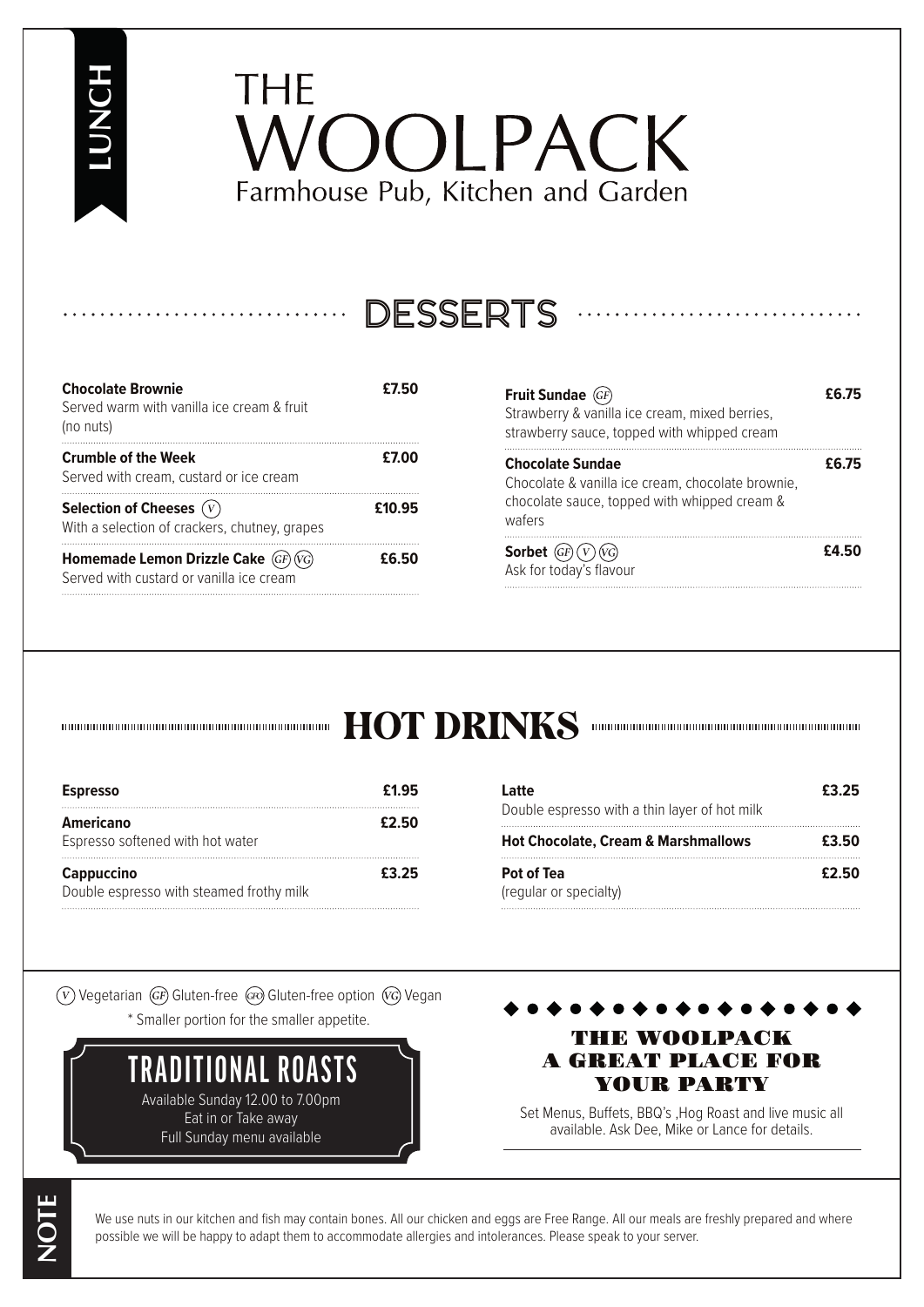LUNCH

# THE WOOLPACK

Farmhouse Pub, Kitchen and Garden

## DESSERTS

**Chocolate Brownie** — **£7.50**
Served warm with vanilla ice cream & fruit (no nuts)

**Crumble of the Week** — **£7.00**
Served with cream, custard or ice cream

**Selection of Cheeses** (V) — **£10.95**
With a selection of crackers, chutney, grapes

**Homemade Lemon Drizzle Cake** (GF) (VG) — **£6.50**
Served with custard or vanilla ice cream

**Fruit Sundae** (GF) — **£6.75**
Strawberry & vanilla ice cream, mixed berries, strawberry sauce, topped with whipped cream

**Chocolate Sundae** — **£6.75**
Chocolate & vanilla ice cream, chocolate brownie, chocolate sauce, topped with whipped cream & wafers

**Sorbet** (GF) (V) (VG) — **£4.50**
Ask for today's flavour

## HOT DRINKS

**Espresso** — **£1.95**

**Americano** — **£2.50**
Espresso softened with hot water

**Cappuccino** — **£3.25**
Double espresso with steamed frothy milk

**Latte** — **£3.25**
Double espresso with a thin layer of hot milk

**Hot Chocolate, Cream & Marshmallows** — **£3.50**

**Pot of Tea** — **£2.50**
(regular or specialty)

(V) Vegetarian (GF) Gluten-free (GFO) Gluten-free option (VG) Vegan

* Smaller portion for the smaller appetite.

### TRADITIONAL ROASTS

Available Sunday 12.00 to 7.00pm
Eat in or Take away
Full Sunday menu available

### THE WOOLPACK A GREAT PLACE FOR YOUR PARTY

Set Menus, Buffets, BBQ's ,Hog Roast and live music all available. Ask Dee, Mike or Lance for details.

NOTE

We use nuts in our kitchen and fish may contain bones. All our chicken and eggs are Free Range. All our meals are freshly prepared and where possible we will be happy to adapt them to accommodate allergies and intolerances. Please speak to your server.